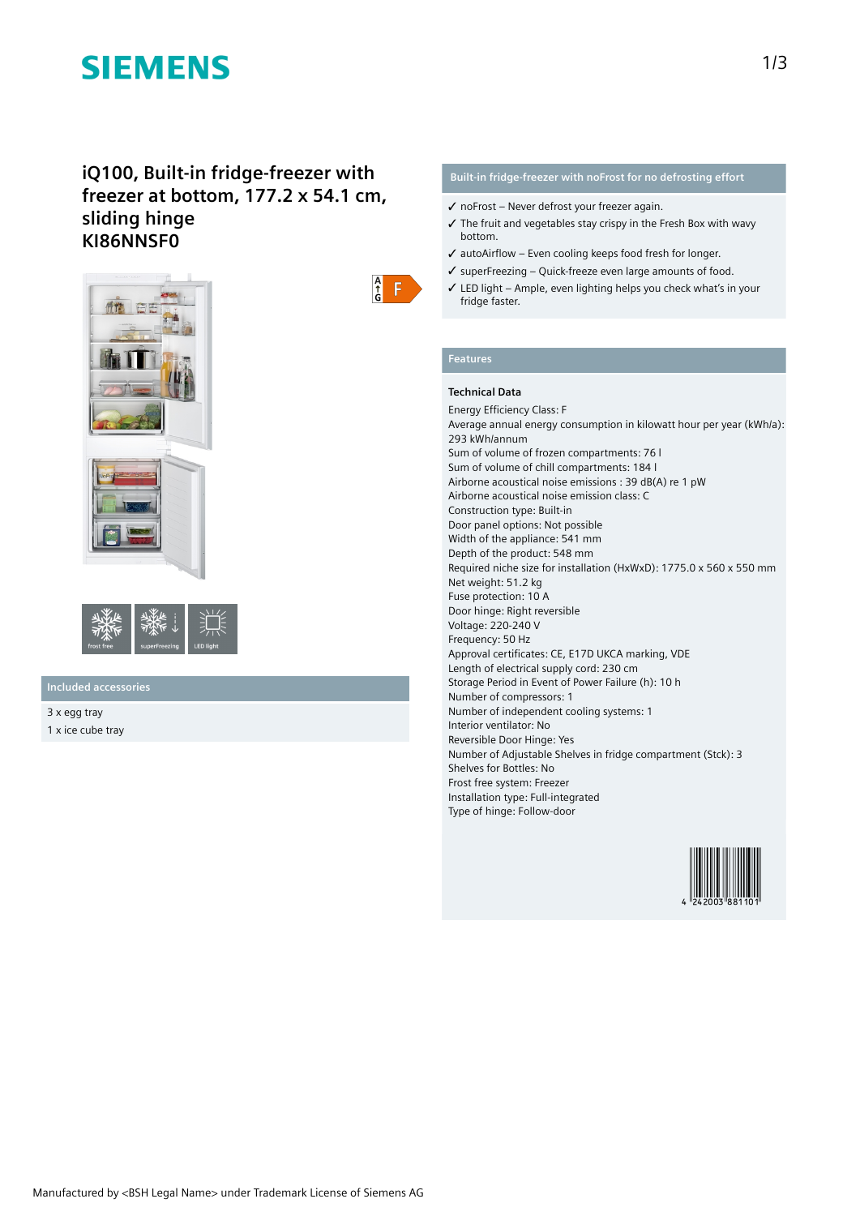# SIEMENS

## iQ100, Built-in fridge-freezer with freezer at bottom, 177.2 x 54.1 cm, sliding hinge
## KI86NNSF0

A ↑ G F

frost free | superFreezing | LED light

### Included accessories

3 x egg tray

1 x ice cube tray

### Built-in fridge-freezer with noFrost for no defrosting effort

- ✓ noFrost – Never defrost your freezer again.
- ✓ The fruit and vegetables stay crispy in the Fresh Box with wavy bottom.
- ✓ autoAirflow – Even cooling keeps food fresh for longer.
- ✓ superFreezing – Quick-freeze even large amounts of food.
- ✓ LED light – Ample, even lighting helps you check what's in your fridge faster.

### Features

**Technical Data**

Energy Efficiency Class: F
Average annual energy consumption in kilowatt hour per year (kWh/a): 293 kWh/annum
Sum of volume of frozen compartments: 76 l
Sum of volume of chill compartments: 184 l
Airborne acoustical noise emissions : 39 dB(A) re 1 pW
Airborne acoustical noise emission class: C
Construction type: Built-in
Door panel options: Not possible
Width of the appliance: 541 mm
Depth of the product: 548 mm
Required niche size for installation (HxWxD): 1775.0 x 560 x 550 mm
Net weight: 51.2 kg
Fuse protection: 10 A
Door hinge: Right reversible
Voltage: 220-240 V
Frequency: 50 Hz
Approval certificates: CE, E17D UKCA marking, VDE
Length of electrical supply cord: 230 cm
Storage Period in Event of Power Failure (h): 10 h
Number of compressors: 1
Number of independent cooling systems: 1
Interior ventilator: No
Reversible Door Hinge: Yes
Number of Adjustable Shelves in fridge compartment (Stck): 3
Shelves for Bottles: No
Frost free system: Freezer
Installation type: Full-integrated
Type of hinge: Follow-door

4 242003 881101

Manufactured by <BSH Legal Name> under Trademark License of Siemens AG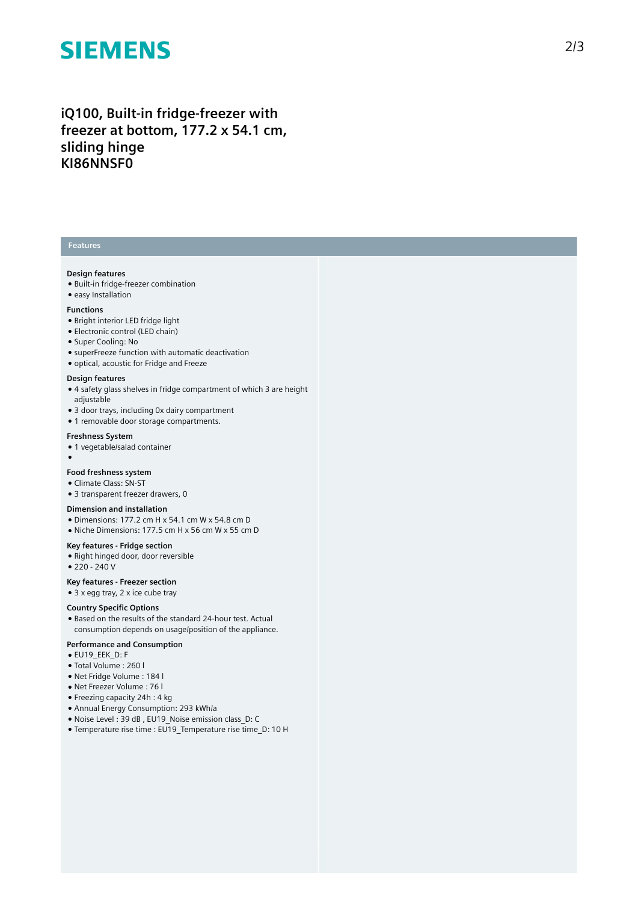# iQ100, Built-in fridge-freezer with freezer at bottom, 177.2 x 54.1 cm, sliding hinge
# KI86NNSF0

## Features

### Design features
- Built-in fridge-freezer combination
- easy Installation

### Functions
- Bright interior LED fridge light
- Electronic control (LED chain)
- Super Cooling: No
- superFreeze function with automatic deactivation
- optical, acoustic for Fridge and Freeze

### Design features
- 4 safety glass shelves in fridge compartment of which 3 are height adjustable
- 3 door trays, including 0x dairy compartment
- 1 removable door storage compartments.

### Freshness System
- 1 vegetable/salad container
- 

### Food freshness system
- Climate Class: SN-ST
- 3 transparent freezer drawers, 0

### Dimension and installation
- Dimensions: 177.2 cm H x 54.1 cm W x 54.8 cm D
- Niche Dimensions: 177.5 cm H x 56 cm W x 55 cm D

### Key features - Fridge section
- Right hinged door, door reversible
- 220 - 240 V

### Key features - Freezer section
- 3 x egg tray, 2 x ice cube tray

### Country Specific Options
- Based on the results of the standard 24-hour test. Actual consumption depends on usage/position of the appliance.

### Performance and Consumption
- EU19_EEK_D: F
- Total Volume : 260 l
- Net Fridge Volume : 184 l
- Net Freezer Volume : 76 l
- Freezing capacity 24h : 4 kg
- Annual Energy Consumption: 293 kWh/a
- Noise Level : 39 dB , EU19_Noise emission class_D: C
- Temperature rise time : EU19_Temperature rise time_D: 10 H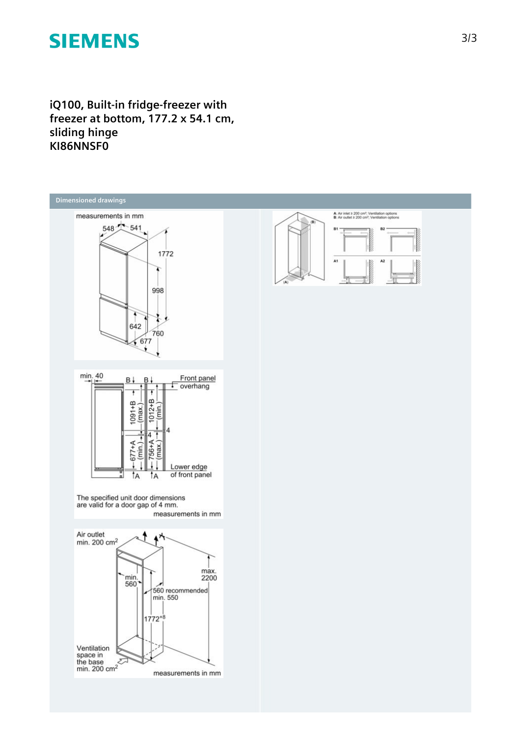# iQ100, Built-in fridge-freezer with freezer at bottom, 177.2 x 54.1 cm, sliding hinge
# KI86NNSF0

## Dimensioned drawings

measurements in mm

548
541
1772
998
642
760
677

min. 40
B
B
Front panel overhang
1091+B (max.)
1012+B (min.)
4
4
677+A (min.)
756+A (max.)
A
A
Lower edge of front panel

The specified unit door dimensions are valid for a door gap of 4 mm.

measurements in mm

Air outlet min. 200 cm²
min. 560
max. 2200
560 recommended min. 550
1772+8
Ventilation space in the base min. 200 cm²

measurements in mm

A: Air inlet ≥ 200 cm², Ventilation options
B: Air outlet ≥ 200 cm², Ventilation options
(B)
(A)
B1
B2
A1
A2